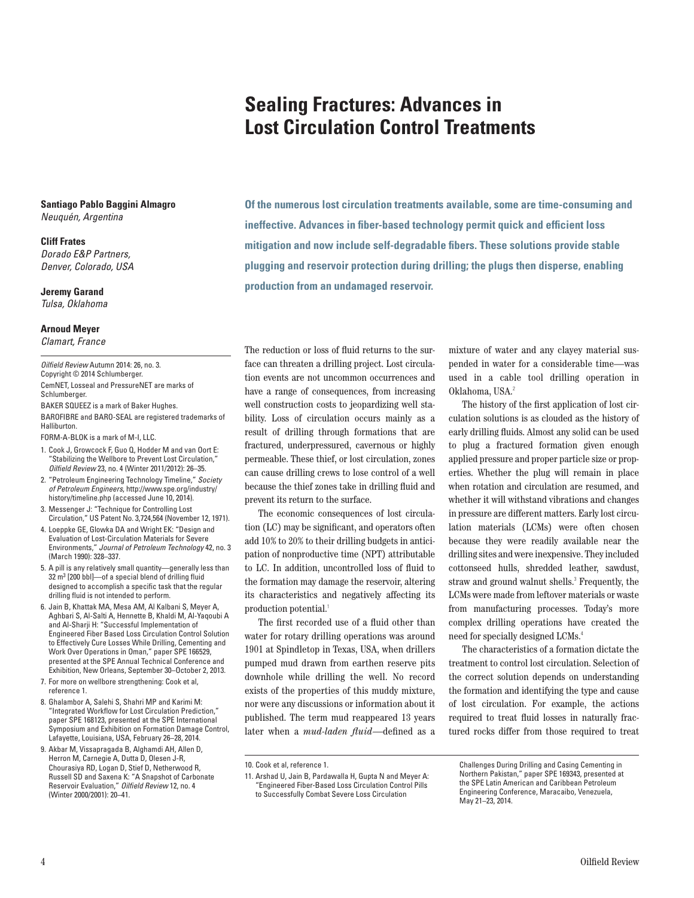# Sealing Fractures: Advances in Lost Circulation Control Treatments

**Santiago Pablo Baggini Almagro**
*Neuquén, Argentina*

**Cliff Frates**
*Dorado E&P Partners, Denver, Colorado, USA*

**Jeremy Garand**
*Tulsa, Oklahoma*

**Arnoud Meyer**
*Clamart, France*

*Oilfield Review* Autumn 2014: 26, no. 3.
Copyright © 2014 Schlumberger.

CemNET, Losseal and PressureNET are marks of Schlumberger.

BAKER SQUEEZ is a mark of Baker Hughes.

BAROFIBRE and BARO-SEAL are registered trademarks of Halliburton.

FORM-A-BLOK is a mark of M-I, LLC.

**Of the numerous lost circulation treatments available, some are time-consuming and ineffective. Advances in fiber-based technology permit quick and efficient loss mitigation and now include self-degradable fibers. These solutions provide stable plugging and reservoir protection during drilling; the plugs then disperse, enabling production from an undamaged reservoir.**

The reduction or loss of fluid returns to the surface can threaten a drilling project. Lost circulation events are not uncommon occurrences and have a range of consequences, from increasing well construction costs to jeopardizing well stability. Loss of circulation occurs mainly as a result of drilling through formations that are fractured, underpressured, cavernous or highly permeable. These thief, or lost circulation, zones can cause drilling crews to lose control of a well because the thief zones take in drilling fluid and prevent its return to the surface.

The economic consequences of lost circulation (LC) may be significant, and operators often add 10% to 20% to their drilling budgets in anticipation of nonproductive time (NPT) attributable to LC. In addition, uncontrolled loss of fluid to the formation may damage the reservoir, altering its characteristics and negatively affecting its production potential.[1]

The first recorded use of a fluid other than water for rotary drilling operations was around 1901 at Spindletop in Texas, USA, when drillers pumped mud drawn from earthen reserve pits downhole while drilling the well. No record exists of the properties of this muddy mixture, nor were any discussions or information about it published. The term mud reappeared 13 years later when a *mud-laden fluid*—defined as a mixture of water and any clayey material suspended in water for a considerable time—was used in a cable tool drilling operation in Oklahoma, USA.[2]

The history of the first application of lost circulation solutions is as clouded as the history of early drilling fluids. Almost any solid can be used to plug a fractured formation given enough applied pressure and proper particle size or properties. Whether the plug will remain in place when rotation and circulation are resumed, and whether it will withstand vibrations and changes in pressure are different matters. Early lost circulation materials (LCMs) were often chosen because they were readily available near the drilling sites and were inexpensive. They included cottonseed hulls, shredded leather, sawdust, straw and ground walnut shells.[3] Frequently, the LCMs were made from leftover materials or waste from manufacturing processes. Today's more complex drilling operations have created the need for specially designed LCMs.[4]

The characteristics of a formation dictate the treatment to control lost circulation. Selection of the correct solution depends on understanding the formation and identifying the type and cause of lost circulation. For example, the actions required to treat fluid losses in naturally fractured rocks differ from those required to treat

1. Cook J, Growcock F, Guo Q, Hodder M and van Oort E: "Stabilizing the Wellbore to Prevent Lost Circulation," *Oilfield Review* 23, no. 4 (Winter 2011/2012): 26–35.
2. "Petroleum Engineering Technology Timeline," *Society of Petroleum Engineers*, http://www.spe.org/industry/history/timeline.php (accessed June 10, 2014).
3. Messenger J: "Technique for Controlling Lost Circulation," US Patent No. 3,724,564 (November 12, 1971).
4. Loeppke GE, Glowka DA and Wright EK: "Design and Evaluation of Lost-Circulation Materials for Severe Environments," *Journal of Petroleum Technology* 42, no. 3 (March 1990): 328–337.
5. A pill is any relatively small quantity—generally less than 32 m$^3$ [200 bbl]—of a special blend of drilling fluid designed to accomplish a specific task that the regular drilling fluid is not intended to perform.
6. Jain B, Khattak MA, Mesa AM, Al Kalbani S, Meyer A, Aghbari S, Al-Salti A, Hennette B, Khaldi M, Al-Yaqoubi A and Al-Sharji H: "Successful Implementation of Engineered Fiber Based Loss Circulation Control Solution to Effectively Cure Losses While Drilling, Cementing and Work Over Operations in Oman," paper SPE 166529, presented at the SPE Annual Technical Conference and Exhibition, New Orleans, September 30–October 2, 2013.
7. For more on wellbore strengthening: Cook et al, reference 1.
8. Ghalambor A, Salehi S, Shahri MP and Karimi M: "Integrated Workflow for Lost Circulation Prediction," paper SPE 168123, presented at the SPE International Symposium and Exhibition on Formation Damage Control, Lafayette, Louisiana, USA, February 26–28, 2014.
9. Akbar M, Vissapragada B, Alghamdi AH, Allen D, Herron M, Carnegie A, Dutta D, Olesen J-R, Chourasiya RD, Logan D, Stief D, Netherwood R, Russell SD and Saxena K: "A Snapshot of Carbonate Reservoir Evaluation," *Oilfield Review* 12, no. 4 (Winter 2000/2001): 20–41.
10. Cook et al, reference 1.
11. Arshad U, Jain B, Pardawalla H, Gupta N and Meyer A: "Engineered Fiber-Based Loss Circulation Control Pills to Successfully Combat Severe Loss Circulation Challenges During Drilling and Casing Cementing in Northern Pakistan," paper SPE 169343, presented at the SPE Latin American and Caribbean Petroleum Engineering Conference, Maracaibo, Venezuela, May 21–23, 2014.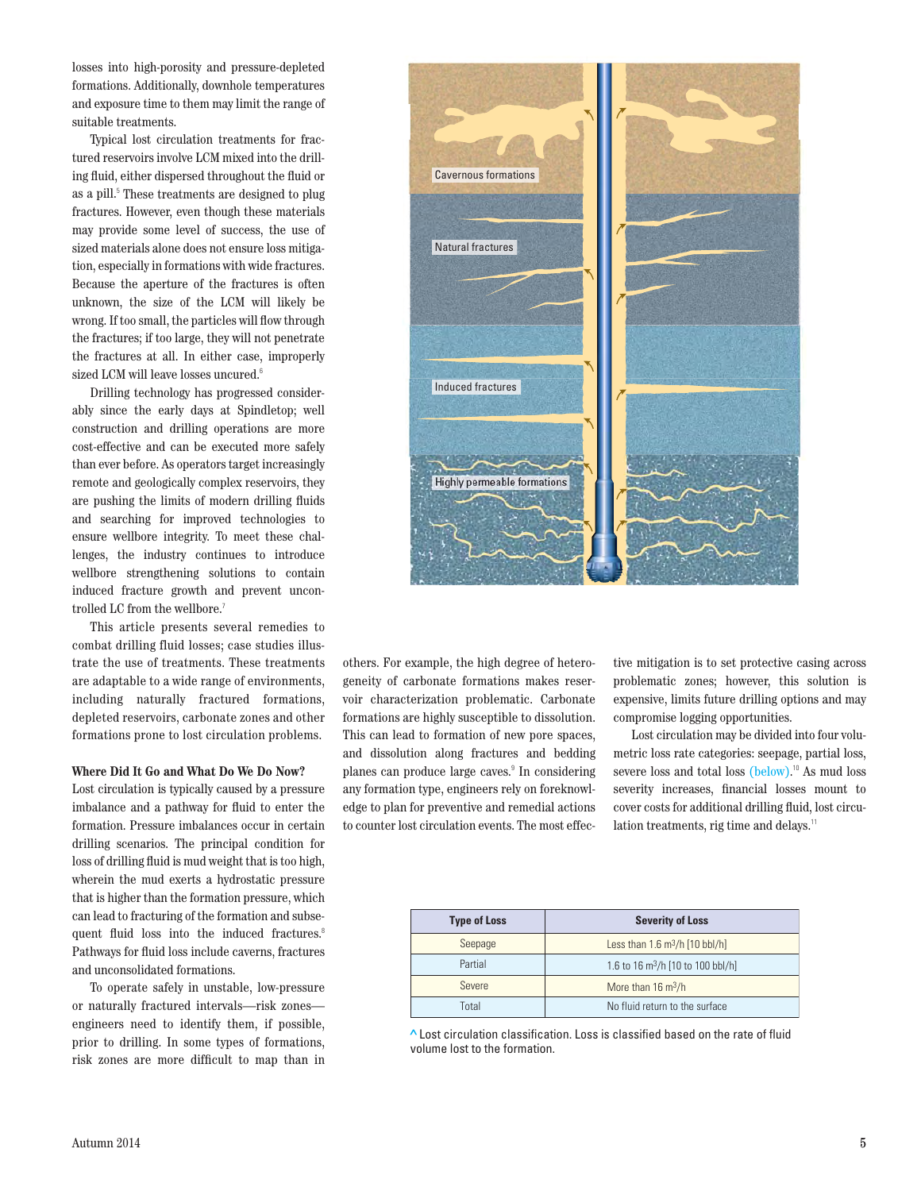losses into high-porosity and pressure-depleted formations. Additionally, downhole temperatures and exposure time to them may limit the range of suitable treatments.

Typical lost circulation treatments for fractured reservoirs involve LCM mixed into the drilling fluid, either dispersed throughout the fluid or as a pill.[5] These treatments are designed to plug fractures. However, even though these materials may provide some level of success, the use of sized materials alone does not ensure loss mitigation, especially in formations with wide fractures. Because the aperture of the fractures is often unknown, the size of the LCM will likely be wrong. If too small, the particles will flow through the fractures; if too large, they will not penetrate the fractures at all. In either case, improperly sized LCM will leave losses uncured.[6]

Drilling technology has progressed considerably since the early days at Spindletop; well construction and drilling operations are more cost-effective and can be executed more safely than ever before. As operators target increasingly remote and geologically complex reservoirs, they are pushing the limits of modern drilling fluids and searching for improved technologies to ensure wellbore integrity. To meet these challenges, the industry continues to introduce wellbore strengthening solutions to contain induced fracture growth and prevent uncontrolled LC from the wellbore.[7]

This article presents several remedies to combat drilling fluid losses; case studies illustrate the use of treatments. These treatments are adaptable to a wide range of environments, including naturally fractured formations, depleted reservoirs, carbonate zones and other formations prone to lost circulation problems.

### Where Did It Go and What Do We Do Now?

Lost circulation is typically caused by a pressure imbalance and a pathway for fluid to enter the formation. Pressure imbalances occur in certain drilling scenarios. The principal condition for loss of drilling fluid is mud weight that is too high, wherein the mud exerts a hydrostatic pressure that is higher than the formation pressure, which can lead to fracturing of the formation and subsequent fluid loss into the induced fractures.[8] Pathways for fluid loss include caverns, fractures and unconsolidated formations.

To operate safely in unstable, low-pressure or naturally fractured intervals—risk zones—engineers need to identify them, if possible, prior to drilling. In some types of formations, risk zones are more difficult to map than in others. For example, the high degree of heterogeneity of carbonate formations makes reservoir characterization problematic. Carbonate formations are highly susceptible to dissolution. This can lead to formation of new pore spaces, and dissolution along fractures and bedding planes can produce large caves.[9] In considering any formation type, engineers rely on foreknowledge to plan for preventive and remedial actions to counter lost circulation events. The most effective mitigation is to set protective casing across problematic zones; however, this solution is expensive, limits future drilling options and may compromise logging opportunities.

Lost circulation may be divided into four volumetric loss rate categories: seepage, partial loss, severe loss and total loss (below).[10] As mud loss severity increases, financial losses mount to cover costs for additional drilling fluid, lost circulation treatments, rig time and delays.[11]

| Type of Loss | Severity of Loss |
|---|---|
| Seepage | Less than 1.6 $m^3/h$ [10 bbl/h] |
| Partial | 1.6 to 16 $m^3/h$ [10 to 100 bbl/h] |
| Severe | More than 16 $m^3/h$ |
| Total | No fluid return to the surface |

^ Lost circulation classification. Loss is classified based on the rate of fluid volume lost to the formation.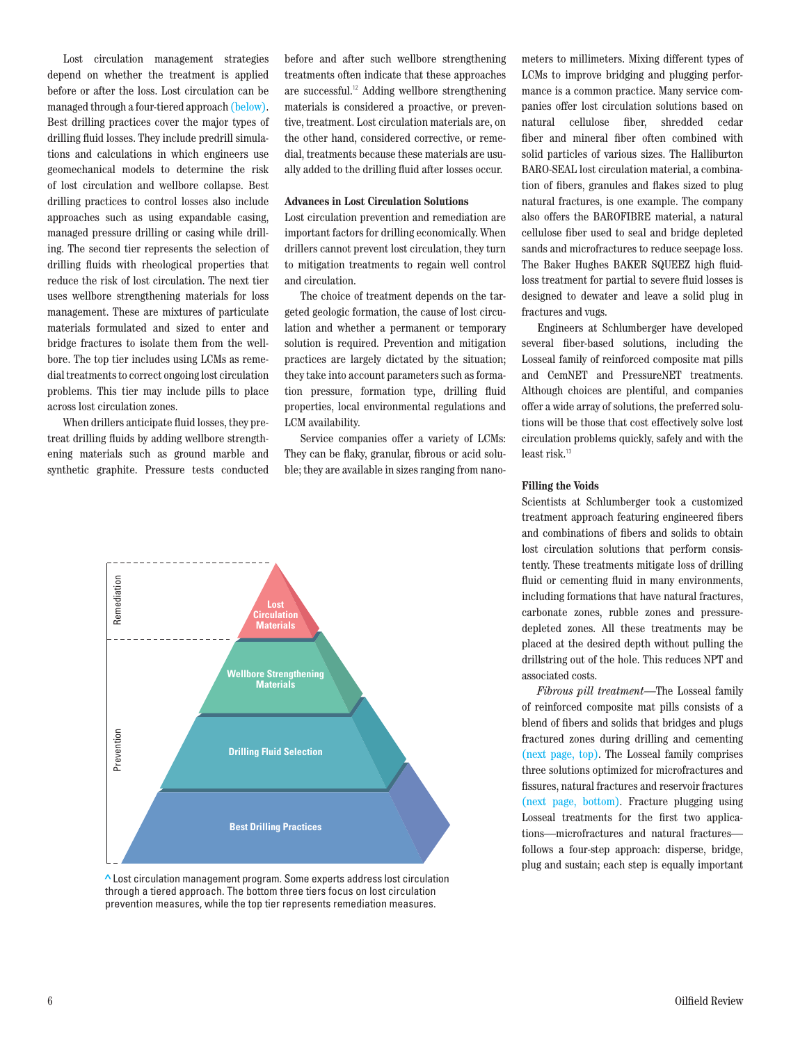Lost circulation management strategies depend on whether the treatment is applied before or after the loss. Lost circulation can be managed through a four-tiered approach (below). Best drilling practices cover the major types of drilling fluid losses. They include predrill simulations and calculations in which engineers use geomechanical models to determine the risk of lost circulation and wellbore collapse. Best drilling practices to control losses also include approaches such as using expandable casing, managed pressure drilling or casing while drilling. The second tier represents the selection of drilling fluids with rheological properties that reduce the risk of lost circulation. The next tier uses wellbore strengthening materials for loss management. These are mixtures of particulate materials formulated and sized to enter and bridge fractures to isolate them from the wellbore. The top tier includes using LCMs as remedial treatments to correct ongoing lost circulation problems. This tier may include pills to place across lost circulation zones.

When drillers anticipate fluid losses, they pretreat drilling fluids by adding wellbore strengthening materials such as ground marble and synthetic graphite. Pressure tests conducted before and after such wellbore strengthening treatments often indicate that these approaches are successful.[12] Adding wellbore strengthening materials is considered a proactive, or preventive, treatment. Lost circulation materials are, on the other hand, considered corrective, or remedial, treatments because these materials are usually added to the drilling fluid after losses occur.

### Advances in Lost Circulation Solutions

Lost circulation prevention and remediation are important factors for drilling economically. When drillers cannot prevent lost circulation, they turn to mitigation treatments to regain well control and circulation.

The choice of treatment depends on the targeted geologic formation, the cause of lost circulation and whether a permanent or temporary solution is required. Prevention and mitigation practices are largely dictated by the situation; they take into account parameters such as formation pressure, formation type, drilling fluid properties, local environmental regulations and LCM availability.

Service companies offer a variety of LCMs: They can be flaky, granular, fibrous or acid soluble; they are available in sizes ranging from nanometers to millimeters. Mixing different types of LCMs to improve bridging and plugging performance is a common practice. Many service companies offer lost circulation solutions based on natural cellulose fiber, shredded cedar fiber and mineral fiber often combined with solid particles of various sizes. The Halliburton BARO-SEAL lost circulation material, a combination of fibers, granules and flakes sized to plug natural fractures, is one example. The company also offers the BAROFIBRE material, a natural cellulose fiber used to seal and bridge depleted sands and microfractures to reduce seepage loss. The Baker Hughes BAKER SQUEEZ high fluid-loss treatment for partial to severe fluid losses is designed to dewater and leave a solid plug in fractures and vugs.

Engineers at Schlumberger have developed several fiber-based solutions, including the Losseal family of reinforced composite mat pills and CemNET and PressureNET treatments. Although choices are plentiful, and companies offer a wide array of solutions, the preferred solutions will be those that cost effectively solve lost circulation problems quickly, safely and with the least risk.[13]

Remediation — Lost Circulation Materials

Prevention — Wellbore Strengthening Materials; Drilling Fluid Selection; Best Drilling Practices

^ Lost circulation management program. Some experts address lost circulation through a tiered approach. The bottom three tiers focus on lost circulation prevention measures, while the top tier represents remediation measures.

### Filling the Voids

Scientists at Schlumberger took a customized treatment approach featuring engineered fibers and combinations of fibers and solids to obtain lost circulation solutions that perform consistently. These treatments mitigate loss of drilling fluid or cementing fluid in many environments, including formations that have natural fractures, carbonate zones, rubble zones and pressure-depleted zones. All these treatments may be placed at the desired depth without pulling the drillstring out of the hole. This reduces NPT and associated costs.

*Fibrous pill treatment*—The Losseal family of reinforced composite mat pills consists of a blend of fibers and solids that bridges and plugs fractured zones during drilling and cementing (next page, top). The Losseal family comprises three solutions optimized for microfractures and fissures, natural fractures and reservoir fractures (next page, bottom). Fracture plugging using Losseal treatments for the first two applications—microfractures and natural fractures—follows a four-step approach: disperse, bridge, plug and sustain; each step is equally important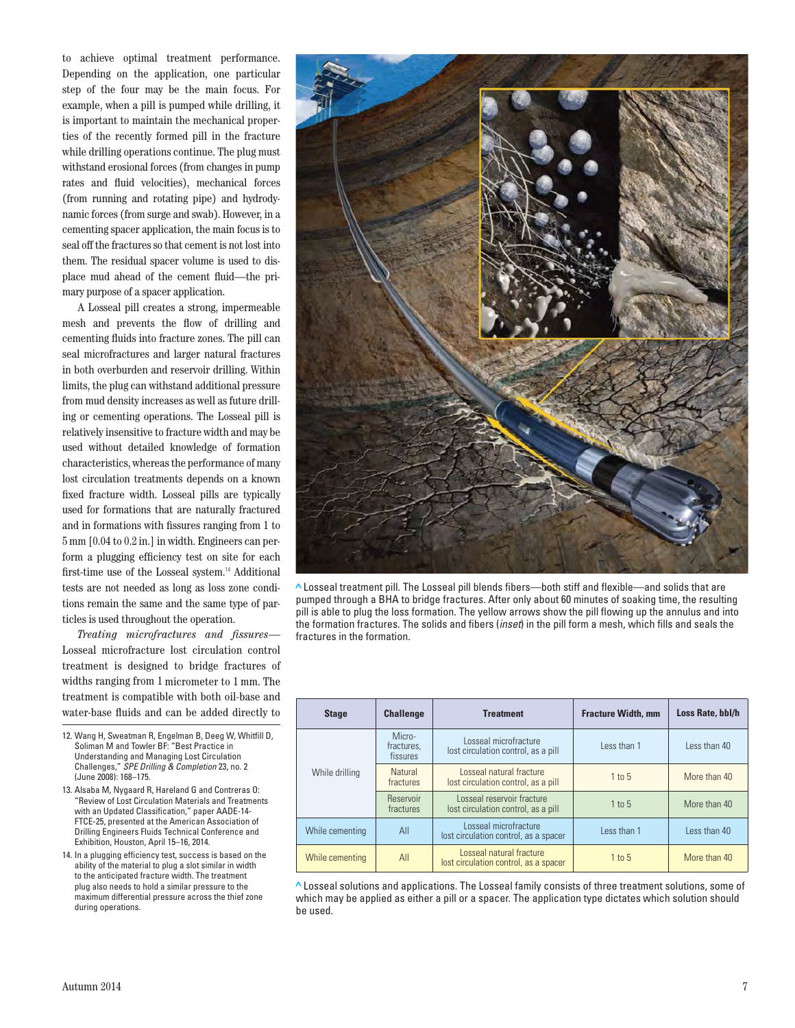to achieve optimal treatment performance. Depending on the application, one particular step of the four may be the main focus. For example, when a pill is pumped while drilling, it is important to maintain the mechanical properties of the recently formed pill in the fracture while drilling operations continue. The plug must withstand erosional forces (from changes in pump rates and fluid velocities), mechanical forces (from running and rotating pipe) and hydrodynamic forces (from surge and swab). However, in a cementing spacer application, the main focus is to seal off the fractures so that cement is not lost into them. The residual spacer volume is used to displace mud ahead of the cement fluid—the primary purpose of a spacer application.

A Losseal pill creates a strong, impermeable mesh and prevents the flow of drilling and cementing fluids into fracture zones. The pill can seal microfractures and larger natural fractures in both overburden and reservoir drilling. Within limits, the plug can withstand additional pressure from mud density increases as well as future drilling or cementing operations. The Losseal pill is relatively insensitive to fracture width and may be used without detailed knowledge of formation characteristics, whereas the performance of many lost circulation treatments depends on a known fixed fracture width. Losseal pills are typically used for formations that are naturally fractured and in formations with fissures ranging from 1 to 5 mm [0.04 to 0.2 in.] in width. Engineers can perform a plugging efficiency test on site for each first-time use of the Losseal system.[14] Additional tests are not needed as long as loss zone conditions remain the same and the same type of particles is used throughout the operation.

*Treating microfractures and fissures*—Losseal microfracture lost circulation control treatment is designed to bridge fractures of widths ranging from 1 micrometer to 1 mm. The treatment is compatible with both oil-base and water-base fluids and can be added directly to

^ Losseal treatment pill. The Losseal pill blends fibers—both stiff and flexible—and solids that are pumped through a BHA to bridge fractures. After only about 60 minutes of soaking time, the resulting pill is able to plug the loss formation. The yellow arrows show the pill flowing up the annulus and into the formation fractures. The solids and fibers (*inset*) in the pill form a mesh, which fills and seals the fractures in the formation.

| Stage | Challenge | Treatment | Fracture Width, mm | Loss Rate, bbl/h |
|---|---|---|---|---|
| While drilling | Micro-fractures, fissures | Losseal microfracture lost circulation control, as a pill | Less than 1 | Less than 40 |
| | Natural fractures | Losseal natural fracture lost circulation control, as a pill | 1 to 5 | More than 40 |
| | Reservoir fractures | Losseal reservoir fracture lost circulation control, as a pill | 1 to 5 | More than 40 |
| While cementing | All | Losseal microfracture lost circulation control, as a spacer | Less than 1 | Less than 40 |
| While cementing | All | Losseal natural fracture lost circulation control, as a spacer | 1 to 5 | More than 40 |

^ Losseal solutions and applications. The Losseal family consists of three treatment solutions, some of which may be applied as either a pill or a spacer. The application type dictates which solution should be used.

12. Wang H, Sweatman R, Engelman B, Deeg W, Whitfill D, Soliman M and Towler BF: "Best Practice in Understanding and Managing Lost Circulation Challenges," *SPE Drilling & Completion* 23, no. 2 (June 2008): 168–175.

13. Alsaba M, Nygaard R, Hareland G and Contreras O: "Review of Lost Circulation Materials and Treatments with an Updated Classification," paper AADE-14-FTCE-25, presented at the American Association of Drilling Engineers Fluids Technical Conference and Exhibition, Houston, April 15–16, 2014.

14. In a plugging efficiency test, success is based on the ability of the material to plug a slot similar in width to the anticipated fracture width. The treatment plug also needs to hold a similar pressure to the maximum differential pressure across the thief zone during operations.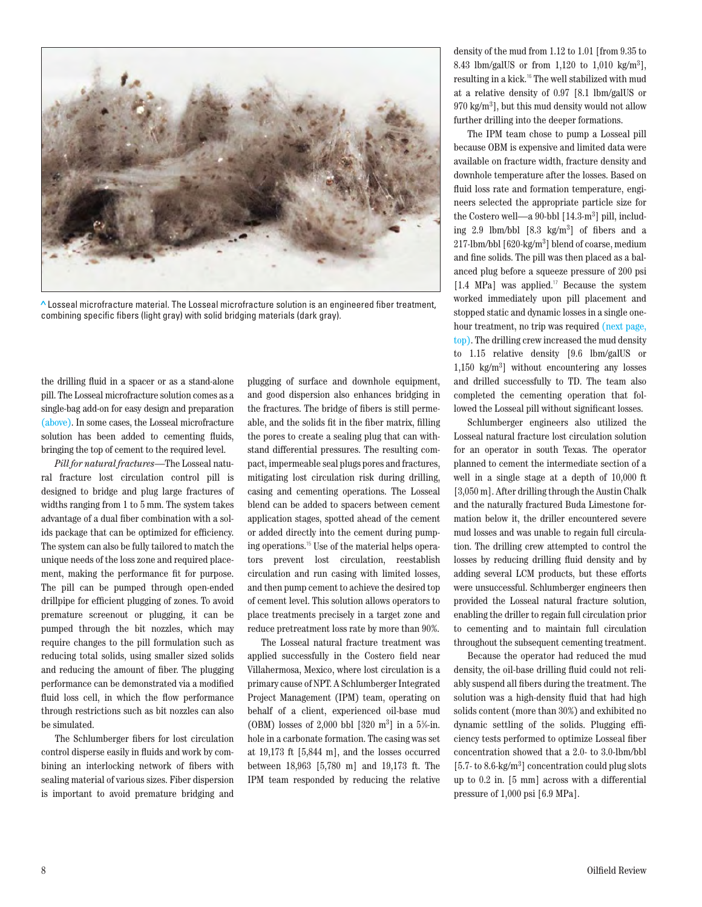^ Losseal microfracture material. The Losseal microfracture solution is an engineered fiber treatment, combining specific fibers (light gray) with solid bridging materials (dark gray).

the drilling fluid in a spacer or as a stand-alone pill. The Losseal microfracture solution comes as a single-bag add-on for easy design and preparation (above). In some cases, the Losseal microfracture solution has been added to cementing fluids, bringing the top of cement to the required level.

*Pill for natural fractures*—The Losseal natural fracture lost circulation control pill is designed to bridge and plug large fractures of widths ranging from 1 to 5 mm. The system takes advantage of a dual fiber combination with a solids package that can be optimized for efficiency. The system can also be fully tailored to match the unique needs of the loss zone and required placement, making the performance fit for purpose. The pill can be pumped through open-ended drillpipe for efficient plugging of zones. To avoid premature screenout or plugging, it can be pumped through the bit nozzles, which may require changes to the pill formulation such as reducing total solids, using smaller sized solids and reducing the amount of fiber. The plugging performance can be demonstrated via a modified fluid loss cell, in which the flow performance through restrictions such as bit nozzles can also be simulated.

The Schlumberger fibers for lost circulation control disperse easily in fluids and work by combining an interlocking network of fibers with sealing material of various sizes. Fiber dispersion is important to avoid premature bridging and plugging of surface and downhole equipment, and good dispersion also enhances bridging in the fractures. The bridge of fibers is still permeable, and the solids fit in the fiber matrix, filling the pores to create a sealing plug that can withstand differential pressures. The resulting compact, impermeable seal plugs pores and fractures, mitigating lost circulation risk during drilling, casing and cementing operations. The Losseal blend can be added to spacers between cement application stages, spotted ahead of the cement or added directly into the cement during pumping operations.[15] Use of the material helps operators prevent lost circulation, reestablish circulation and run casing with limited losses, and then pump cement to achieve the desired top of cement level. This solution allows operators to place treatments precisely in a target zone and reduce pretreatment loss rate by more than 90%.

The Losseal natural fracture treatment was applied successfully in the Costero field near Villahermosa, Mexico, where lost circulation is a primary cause of NPT. A Schlumberger Integrated Project Management (IPM) team, operating on behalf of a client, experienced oil-base mud (OBM) losses of 2,000 bbl [320 $m^3$] in a 5⅞-in. hole in a carbonate formation. The casing was set at 19,173 ft [5,844 m], and the losses occurred between 18,963 [5,780 m] and 19,173 ft. The IPM team responded by reducing the relative density of the mud from 1.12 to 1.01 [from 9.35 to 8.43 lbm/galUS or from 1,120 to 1,010 kg/$m^3$], resulting in a kick.[16] The well stabilized with mud at a relative density of 0.97 [8.1 lbm/galUS or 970 kg/$m^3$], but this mud density would not allow further drilling into the deeper formations.

The IPM team chose to pump a Losseal pill because OBM is expensive and limited data were available on fracture width, fracture density and downhole temperature after the losses. Based on fluid loss rate and formation temperature, engineers selected the appropriate particle size for the Costero well—a 90-bbl [14.3-$m^3$] pill, including 2.9 lbm/bbl [8.3 kg/$m^3$] of fibers and a 217-lbm/bbl [620-kg/$m^3$] blend of coarse, medium and fine solids. The pill was then placed as a balanced plug before a squeeze pressure of 200 psi [1.4 MPa] was applied.[17] Because the system worked immediately upon pill placement and stopped static and dynamic losses in a single one-hour treatment, no trip was required (next page, top). The drilling crew increased the mud density to 1.15 relative density [9.6 lbm/galUS or 1,150 kg/$m^3$] without encountering any losses and drilled successfully to TD. The team also completed the cementing operation that followed the Losseal pill without significant losses.

Schlumberger engineers also utilized the Losseal natural fracture lost circulation solution for an operator in south Texas. The operator planned to cement the intermediate section of a well in a single stage at a depth of 10,000 ft [3,050 m]. After drilling through the Austin Chalk and the naturally fractured Buda Limestone formation below it, the driller encountered severe mud losses and was unable to regain full circulation. The drilling crew attempted to control the losses by reducing drilling fluid density and by adding several LCM products, but these efforts were unsuccessful. Schlumberger engineers then provided the Losseal natural fracture solution, enabling the driller to regain full circulation prior to cementing and to maintain full circulation throughout the subsequent cementing treatment.

Because the operator had reduced the mud density, the oil-base drilling fluid could not reliably suspend all fibers during the treatment. The solution was a high-density fluid that had high solids content (more than 30%) and exhibited no dynamic settling of the solids. Plugging efficiency tests performed to optimize Losseal fiber concentration showed that a 2.0- to 3.0-lbm/bbl [5.7- to 8.6-kg/$m^3$] concentration could plug slots up to 0.2 in. [5 mm] across with a differential pressure of 1,000 psi [6.9 MPa].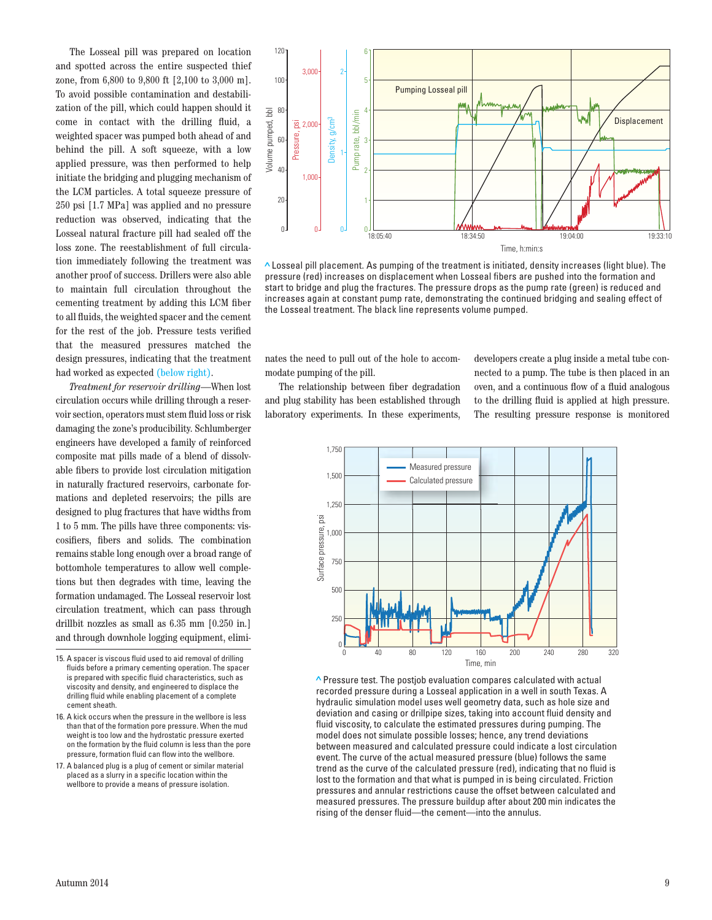The Losseal pill was prepared on location and spotted across the entire suspected thief zone, from 6,800 to 9,800 ft [2,100 to 3,000 m]. To avoid possible contamination and destabilization of the pill, which could happen should it come in contact with the drilling fluid, a weighted spacer was pumped both ahead of and behind the pill. A soft squeeze, with a low applied pressure, was then performed to help initiate the bridging and plugging mechanism of the LCM particles. A total squeeze pressure of 250 psi [1.7 MPa] was applied and no pressure reduction was observed, indicating that the Losseal natural fracture pill had sealed off the loss zone. The reestablishment of full circulation immediately following the treatment was another proof of success. Drillers were also able to maintain full circulation throughout the cementing treatment by adding this LCM fiber to all fluids, the weighted spacer and the cement for the rest of the job. Pressure tests verified that the measured pressures matched the design pressures, indicating that the treatment had worked as expected (below right).

*Treatment for reservoir drilling*—When lost circulation occurs while drilling through a reservoir section, operators must stem fluid loss or risk damaging the zone's producibility. Schlumberger engineers have developed a family of reinforced composite mat pills made of a blend of dissolvable fibers to provide lost circulation mitigation in naturally fractured reservoirs, carbonate formations and depleted reservoirs; the pills are designed to plug fractures that have widths from 1 to 5 mm. The pills have three components: viscosifiers, fibers and solids. The combination remains stable long enough over a broad range of bottomhole temperatures to allow well completions but then degrades with time, leaving the formation undamaged. The Losseal reservoir lost circulation treatment, which can pass through drillbit nozzles as small as 6.35 mm [0.250 in.] and through downhole logging equipment, eliminates the need to pull out of the hole to accommodate pumping of the pill.

The relationship between fiber degradation and plug stability has been established through laboratory experiments. In these experiments, developers create a plug inside a metal tube connected to a pump. The tube is then placed in an oven, and a continuous flow of a fluid analogous to the drilling fluid is applied at high pressure. The resulting pressure response is monitored

^ Losseal pill placement. As pumping of the treatment is initiated, density increases (light blue). The pressure (red) increases on displacement when Losseal fibers are pushed into the formation and start to bridge and plug the fractures. The pressure drops as the pump rate (green) is reduced and increases again at constant pump rate, demonstrating the continued bridging and sealing effect of the Losseal treatment. The black line represents volume pumped.

^ Pressure test. The postjob evaluation compares calculated with actual recorded pressure during a Losseal application in a well in south Texas. A hydraulic simulation model uses well geometry data, such as hole size and deviation and casing or drillpipe sizes, taking into account fluid density and fluid viscosity, to calculate the estimated pressures during pumping. The model does not simulate possible losses; hence, any trend deviations between measured and calculated pressure could indicate a lost circulation event. The curve of the actual measured pressure (blue) follows the same trend as the curve of the calculated pressure (red), indicating that no fluid is lost to the formation and that what is pumped in is being circulated. Friction pressures and annular restrictions cause the offset between calculated and measured pressures. The pressure buildup after about 200 min indicates the rising of the denser fluid—the cement—into the annulus.

15. A spacer is viscous fluid used to aid removal of drilling fluids before a primary cementing operation. The spacer is prepared with specific fluid characteristics, such as viscosity and density, and engineered to displace the drilling fluid while enabling placement of a complete cement sheath.

16. A kick occurs when the pressure in the wellbore is less than that of the formation pore pressure. When the mud weight is too low and the hydrostatic pressure exerted on the formation by the fluid column is less than the pore pressure, formation fluid can flow into the wellbore.

17. A balanced plug is a plug of cement or similar material placed as a slurry in a specific location within the wellbore to provide a means of pressure isolation.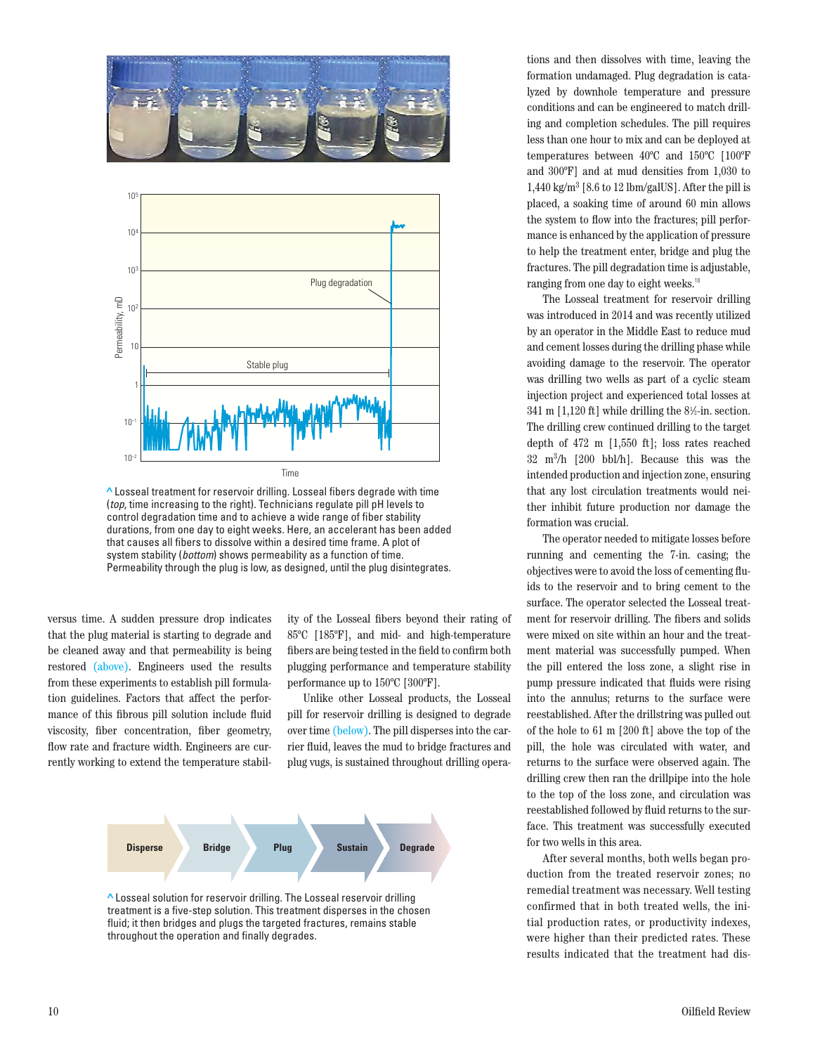^ Losseal treatment for reservoir drilling. Losseal fibers degrade with time (*top*, time increasing to the right). Technicians regulate pill pH levels to control degradation time and to achieve a wide range of fiber stability durations, from one day to eight weeks. Here, an accelerant has been added that causes all fibers to dissolve within a desired time frame. A plot of system stability (*bottom*) shows permeability as a function of time. Permeability through the plug is low, as designed, until the plug disintegrates.

versus time. A sudden pressure drop indicates that the plug material is starting to degrade and be cleaned away and that permeability is being restored (above). Engineers used the results from these experiments to establish pill formulation guidelines. Factors that affect the performance of this fibrous pill solution include fluid viscosity, fiber concentration, fiber geometry, flow rate and fracture width. Engineers are currently working to extend the temperature stability of the Losseal fibers beyond their rating of 85°C [185°F], and mid- and high-temperature fibers are being tested in the field to confirm both plugging performance and temperature stability performance up to 150°C [300°F].

Unlike other Losseal products, the Losseal pill for reservoir drilling is designed to degrade over time (below). The pill disperses into the carrier fluid, leaves the mud to bridge fractures and plug vugs, is sustained throughout drilling operations and then dissolves with time, leaving the formation undamaged. Plug degradation is catalyzed by downhole temperature and pressure conditions and can be engineered to match drilling and completion schedules. The pill requires less than one hour to mix and can be deployed at temperatures between 40°C and 150°C [100°F and 300°F] and at mud densities from 1,030 to 1,440 kg/m$^3$ [8.6 to 12 lbm/galUS]. After the pill is placed, a soaking time of around 60 min allows the system to flow into the fractures; pill performance is enhanced by the application of pressure to help the treatment enter, bridge and plug the fractures. The pill degradation time is adjustable, ranging from one day to eight weeks.[18]

The Losseal treatment for reservoir drilling was introduced in 2014 and was recently utilized by an operator in the Middle East to reduce mud and cement losses during the drilling phase while avoiding damage to the reservoir. The operator was drilling two wells as part of a cyclic steam injection project and experienced total losses at 341 m [1,120 ft] while drilling the 8½-in. section. The drilling crew continued drilling to the target depth of 472 m [1,550 ft]; loss rates reached 32 m$^3$/h [200 bbl/h]. Because this was the intended production and injection zone, ensuring that any lost circulation treatments would neither inhibit future production nor damage the formation was crucial.

The operator needed to mitigate losses before running and cementing the 7-in. casing; the objectives were to avoid the loss of cementing fluids to the reservoir and to bring cement to the surface. The operator selected the Losseal treatment for reservoir drilling. The fibers and solids were mixed on site within an hour and the treatment material was successfully pumped. When the pill entered the loss zone, a slight rise in pump pressure indicated that fluids were rising into the annulus; returns to the surface were reestablished. After the drillstring was pulled out of the hole to 61 m [200 ft] above the top of the pill, the hole was circulated with water, and returns to the surface were observed again. The drilling crew then ran the drillpipe into the hole to the top of the loss zone, and circulation was reestablished followed by fluid returns to the surface. This treatment was successfully executed for two wells in this area.

After several months, both wells began production from the treated reservoir zones; no remedial treatment was necessary. Well testing confirmed that in both treated wells, the initial production rates, or productivity indexes, were higher than their predicted rates. These results indicated that the treatment had dis-

^ Losseal solution for reservoir drilling. The Losseal reservoir drilling treatment is a five-step solution. This treatment disperses in the chosen fluid; it then bridges and plugs the targeted fractures, remains stable throughout the operation and finally degrades.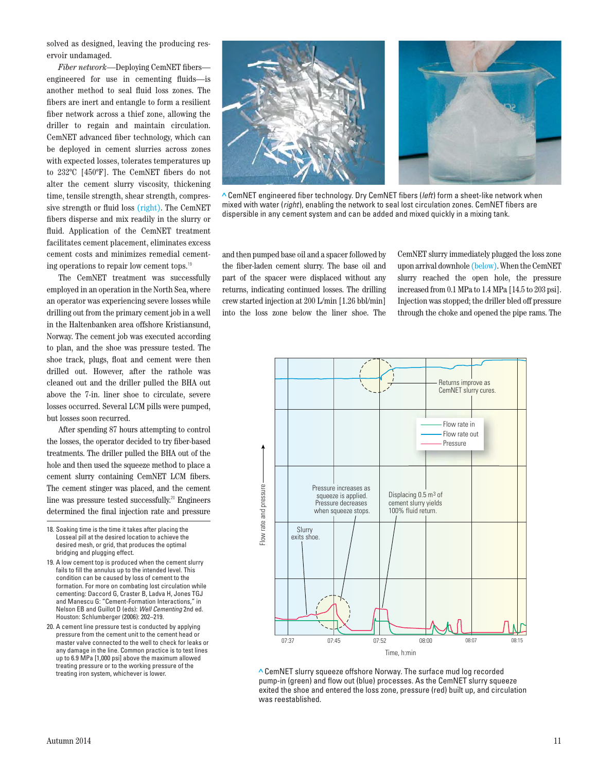solved as designed, leaving the producing reservoir undamaged.

*Fiber network*—Deploying CemNET fibers—engineered for use in cementing fluids—is another method to seal fluid loss zones. The fibers are inert and entangle to form a resilient fiber network across a thief zone, allowing the driller to regain and maintain circulation. CemNET advanced fiber technology, which can be deployed in cement slurries across zones with expected losses, tolerates temperatures up to 232°C [450°F]. The CemNET fibers do not alter the cement slurry viscosity, thickening time, tensile strength, shear strength, compressive strength or fluid loss (right). The CemNET fibers disperse and mix readily in the slurry or fluid. Application of the CemNET treatment facilitates cement placement, eliminates excess cement costs and minimizes remedial cementing operations to repair low cement tops.[19]

The CemNET treatment was successfully employed in an operation in the North Sea, where an operator was experiencing severe losses while drilling out from the primary cement job in a well in the Haltenbanken area offshore Kristiansund, Norway. The cement job was executed according to plan, and the shoe was pressure tested. The shoe track, plugs, float and cement were then drilled out. However, after the rathole was cleaned out and the driller pulled the BHA out above the 7-in. liner shoe to circulate, severe losses occurred. Several LCM pills were pumped, but losses soon recurred.

After spending 87 hours attempting to control the losses, the operator decided to try fiber-based treatments. The driller pulled the BHA out of the hole and then used the squeeze method to place a cement slurry containing CemNET LCM fibers. The cement stinger was placed, and the cement line was pressure tested successfully.[20] Engineers determined the final injection rate and pressure and then pumped base oil and a spacer followed by the fiber-laden cement slurry. The base oil and part of the spacer were displaced without any returns, indicating continued losses. The drilling crew started injection at 200 L/min [1.26 bbl/min] into the loss zone below the liner shoe. The CemNET slurry immediately plugged the loss zone upon arrival downhole (below). When the CemNET slurry reached the open hole, the pressure increased from 0.1 MPa to 1.4 MPa [14.5 to 203 psi]. Injection was stopped; the driller bled off pressure through the choke and opened the pipe rams. The

^ CemNET engineered fiber technology. Dry CemNET fibers (*left*) form a sheet-like network when mixed with water (*right*), enabling the network to seal lost circulation zones. CemNET fibers are dispersible in any cement system and can be added and mixed quickly in a mixing tank.

^ CemNET slurry squeeze offshore Norway. The surface mud log recorded pump-in (green) and flow out (blue) processes. As the CemNET slurry squeeze exited the shoe and entered the loss zone, pressure (red) built up, and circulation was reestablished.

18. Soaking time is the time it takes after placing the Losseal pill at the desired location to achieve the desired mesh, or grid, that produces the optimal bridging and plugging effect.

19. A low cement top is produced when the cement slurry fails to fill the annulus up to the intended level. This condition can be caused by loss of cement to the formation. For more on combating lost circulation while cementing: Daccord G, Craster B, Ladva H, Jones TGJ and Manescu G: "Cement-Formation Interactions," in Nelson EB and Guillot D (eds): *Well Cementing* 2nd ed. Houston: Schlumberger (2006): 202–219.

20. A cement line pressure test is conducted by applying pressure from the cement unit to the cement head or master valve connected to the well to check for leaks or any damage in the line. Common practice is to test lines up to 6.9 MPa [1,000 psi] above the maximum allowed treating pressure or to the working pressure of the treating iron system, whichever is lower.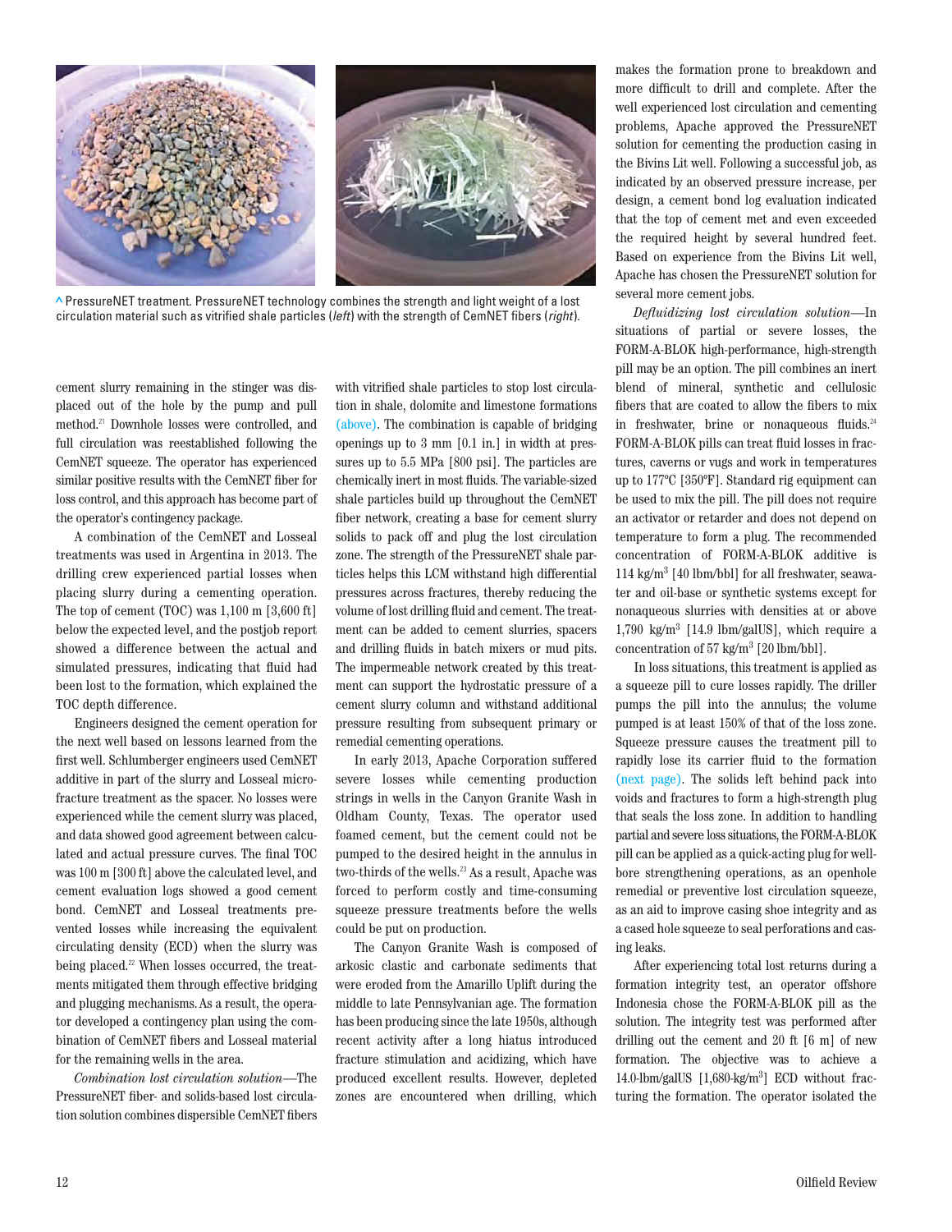^ PressureNET treatment. PressureNET technology combines the strength and light weight of a lost circulation material such as vitrified shale particles (*left*) with the strength of CemNET fibers (*right*).

cement slurry remaining in the stinger was displaced out of the hole by the pump and pull method.[21] Downhole losses were controlled, and full circulation was reestablished following the CemNET squeeze. The operator has experienced similar positive results with the CemNET fiber for loss control, and this approach has become part of the operator's contingency package.

A combination of the CemNET and Losseal treatments was used in Argentina in 2013. The drilling crew experienced partial losses when placing slurry during a cementing operation. The top of cement (TOC) was 1,100 m [3,600 ft] below the expected level, and the postjob report showed a difference between the actual and simulated pressures, indicating that fluid had been lost to the formation, which explained the TOC depth difference.

Engineers designed the cement operation for the next well based on lessons learned from the first well. Schlumberger engineers used CemNET additive in part of the slurry and Losseal microfracture treatment as the spacer. No losses were experienced while the cement slurry was placed, and data showed good agreement between calculated and actual pressure curves. The final TOC was 100 m [300 ft] above the calculated level, and cement evaluation logs showed a good cement bond. CemNET and Losseal treatments prevented losses while increasing the equivalent circulating density (ECD) when the slurry was being placed.[22] When losses occurred, the treatments mitigated them through effective bridging and plugging mechanisms. As a result, the operator developed a contingency plan using the combination of CemNET fibers and Losseal material for the remaining wells in the area.

*Combination lost circulation solution*—The PressureNET fiber- and solids-based lost circulation solution combines dispersible CemNET fibers with vitrified shale particles to stop lost circulation in shale, dolomite and limestone formations (above). The combination is capable of bridging openings up to 3 mm [0.1 in.] in width at pressures up to 5.5 MPa [800 psi]. The particles are chemically inert in most fluids. The variable-sized shale particles build up throughout the CemNET fiber network, creating a base for cement slurry solids to pack off and plug the lost circulation zone. The strength of the PressureNET shale particles helps this LCM withstand high differential pressures across fractures, thereby reducing the volume of lost drilling fluid and cement. The treatment can be added to cement slurries, spacers and drilling fluids in batch mixers or mud pits. The impermeable network created by this treatment can support the hydrostatic pressure of a cement slurry column and withstand additional pressure resulting from subsequent primary or remedial cementing operations.

In early 2013, Apache Corporation suffered severe losses while cementing production strings in wells in the Canyon Granite Wash in Oldham County, Texas. The operator used foamed cement, but the cement could not be pumped to the desired height in the annulus in two-thirds of the wells.[23] As a result, Apache was forced to perform costly and time-consuming squeeze pressure treatments before the wells could be put on production.

The Canyon Granite Wash is composed of arkosic clastic and carbonate sediments that were eroded from the Amarillo Uplift during the middle to late Pennsylvanian age. The formation has been producing since the late 1950s, although recent activity after a long hiatus introduced fracture stimulation and acidizing, which have produced excellent results. However, depleted zones are encountered when drilling, which makes the formation prone to breakdown and more difficult to drill and complete. After the well experienced lost circulation and cementing problems, Apache approved the PressureNET solution for cementing the production casing in the Bivins Lit well. Following a successful job, as indicated by an observed pressure increase, per design, a cement bond log evaluation indicated that the top of cement met and even exceeded the required height by several hundred feet. Based on experience from the Bivins Lit well, Apache has chosen the PressureNET solution for several more cement jobs.

*Defluidizing lost circulation solution*—In situations of partial or severe losses, the FORM-A-BLOK high-performance, high-strength pill may be an option. The pill combines an inert blend of mineral, synthetic and cellulosic fibers that are coated to allow the fibers to mix in freshwater, brine or nonaqueous fluids.[24] FORM-A-BLOK pills can treat fluid losses in fractures, caverns or vugs and work in temperatures up to 177°C [350°F]. Standard rig equipment can be used to mix the pill. The pill does not require an activator or retarder and does not depend on temperature to form a plug. The recommended concentration of FORM-A-BLOK additive is 114 kg/m$^3$ [40 lbm/bbl] for all freshwater, seawater and oil-base or synthetic systems except for nonaqueous slurries with densities at or above 1,790 kg/m$^3$ [14.9 lbm/galUS], which require a concentration of 57 kg/m$^3$ [20 lbm/bbl].

In loss situations, this treatment is applied as a squeeze pill to cure losses rapidly. The driller pumps the pill into the annulus; the volume pumped is at least 150% of that of the loss zone. Squeeze pressure causes the treatment pill to rapidly lose its carrier fluid to the formation (next page). The solids left behind pack into voids and fractures to form a high-strength plug that seals the loss zone. In addition to handling partial and severe loss situations, the FORM-A-BLOK pill can be applied as a quick-acting plug for wellbore strengthening operations, as an openhole remedial or preventive lost circulation squeeze, as an aid to improve casing shoe integrity and as a cased hole squeeze to seal perforations and casing leaks.

After experiencing total lost returns during a formation integrity test, an operator offshore Indonesia chose the FORM-A-BLOK pill as the solution. The integrity test was performed after drilling out the cement and 20 ft [6 m] of new formation. The objective was to achieve a 14.0-lbm/galUS [1,680-kg/m$^3$] ECD without fracturing the formation. The operator isolated the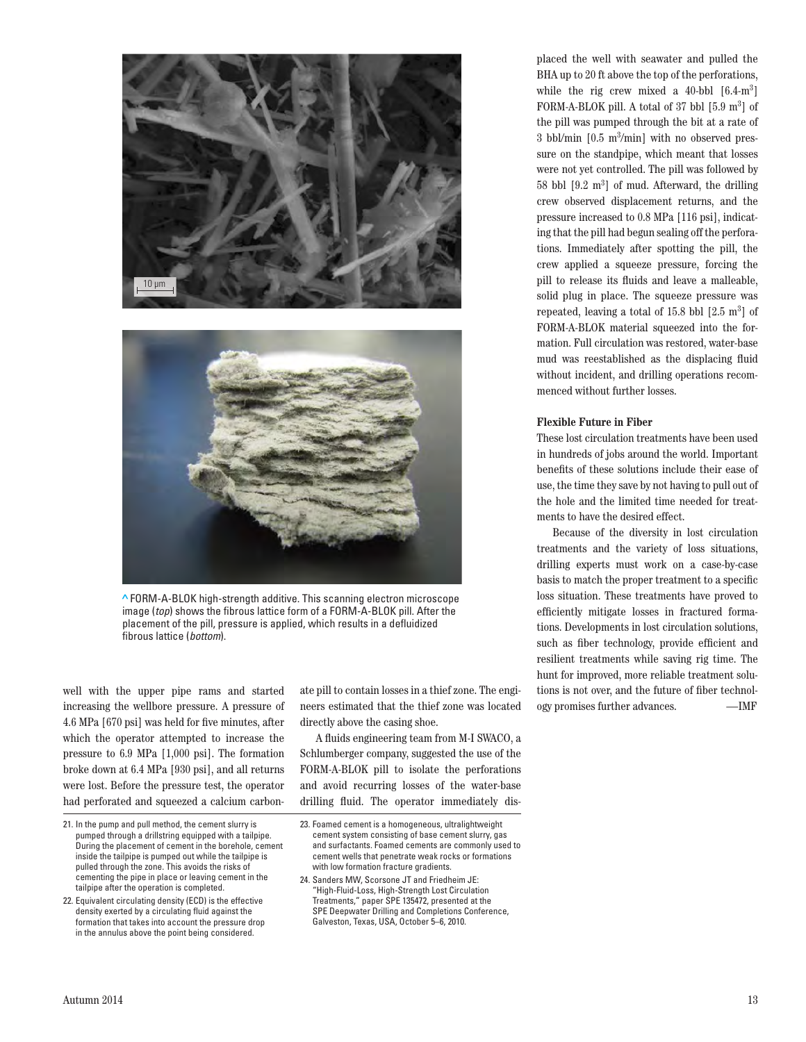^ FORM-A-BLOK high-strength additive. This scanning electron microscope image (*top*) shows the fibrous lattice form of a FORM-A-BLOK pill. After the placement of the pill, pressure is applied, which results in a defluidized fibrous lattice (*bottom*).

well with the upper pipe rams and started increasing the wellbore pressure. A pressure of 4.6 MPa [670 psi] was held for five minutes, after which the operator attempted to increase the pressure to 6.9 MPa [1,000 psi]. The formation broke down at 6.4 MPa [930 psi], and all returns were lost. Before the pressure test, the operator had perforated and squeezed a calcium carbonate pill to contain losses in a thief zone. The engineers estimated that the thief zone was located directly above the casing shoe.

A fluids engineering team from M-I SWACO, a Schlumberger company, suggested the use of the FORM-A-BLOK pill to isolate the perforations and avoid recurring losses of the water-base drilling fluid. The operator immediately displaced the well with seawater and pulled the BHA up to 20 ft above the top of the perforations, while the rig crew mixed a 40-bbl [6.4-m$^3$] FORM-A-BLOK pill. A total of 37 bbl [5.9 m$^3$] of the pill was pumped through the bit at a rate of 3 bbl/min [0.5 m$^3$/min] with no observed pressure on the standpipe, which meant that losses were not yet controlled. The pill was followed by 58 bbl [9.2 m$^3$] of mud. Afterward, the drilling crew observed displacement returns, and the pressure increased to 0.8 MPa [116 psi], indicating that the pill had begun sealing off the perforations. Immediately after spotting the pill, the crew applied a squeeze pressure, forcing the pill to release its fluids and leave a malleable, solid plug in place. The squeeze pressure was repeated, leaving a total of 15.8 bbl [2.5 m$^3$] of FORM-A-BLOK material squeezed into the formation. Full circulation was restored, water-base mud was reestablished as the displacing fluid without incident, and drilling operations recommenced without further losses.

### Flexible Future in Fiber

These lost circulation treatments have been used in hundreds of jobs around the world. Important benefits of these solutions include their ease of use, the time they save by not having to pull out of the hole and the limited time needed for treatments to have the desired effect.

Because of the diversity in lost circulation treatments and the variety of loss situations, drilling experts must work on a case-by-case basis to match the proper treatment to a specific loss situation. These treatments have proved to efficiently mitigate losses in fractured formations. Developments in lost circulation solutions, such as fiber technology, provide efficient and resilient treatments while saving rig time. The hunt for improved, more reliable treatment solutions is not over, and the future of fiber technology promises further advances. —IMF

21. In the pump and pull method, the cement slurry is pumped through a drillstring equipped with a tailpipe. During the placement of cement in the borehole, cement inside the tailpipe is pumped out while the tailpipe is pulled through the zone. This avoids the risks of cementing the pipe in place or leaving cement in the tailpipe after the operation is completed.

22. Equivalent circulating density (ECD) is the effective density exerted by a circulating fluid against the formation that takes into account the pressure drop in the annulus above the point being considered.

23. Foamed cement is a homogeneous, ultralightweight cement system consisting of base cement slurry, gas and surfactants. Foamed cements are commonly used to cement wells that penetrate weak rocks or formations with low formation fracture gradients.

24. Sanders MW, Scorsone JT and Friedheim JE: "High-Fluid-Loss, High-Strength Lost Circulation Treatments," paper SPE 135472, presented at the SPE Deepwater Drilling and Completions Conference, Galveston, Texas, USA, October 5–6, 2010.